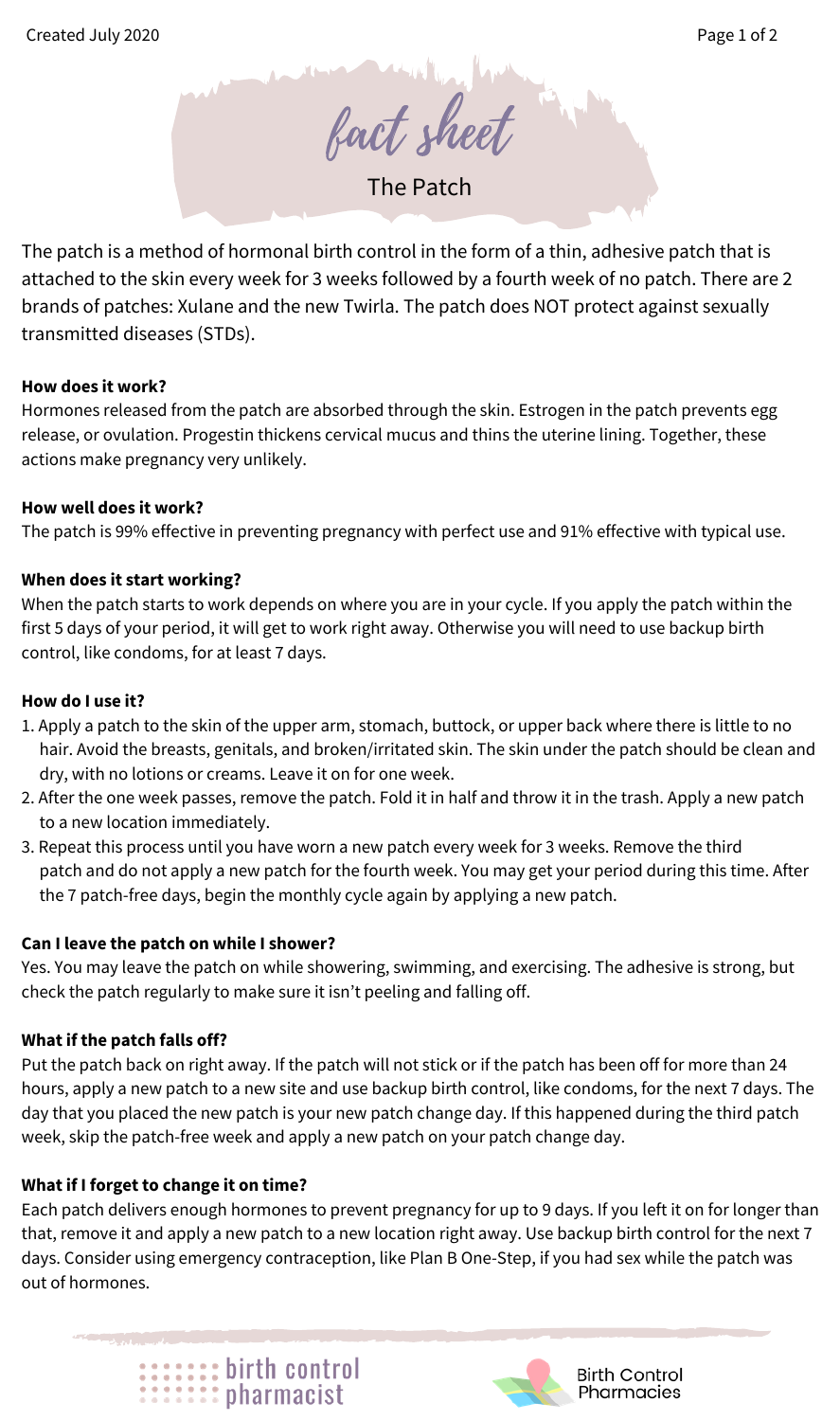# fact sheet

## The Patch

The patch is a method of hormonal birth control in the form of a thin, adhesive patch that is attached to the skin every week for 3 weeks followed by a fourth week of no patch. There are 2 brands of patches: Xulane and the new Twirla. The patch does NOT protect against sexually transmitted diseases (STDs).

**How does it work?**

Hormones released from the patch are absorbed through the skin. Estrogen in the patch prevents egg release, or ovulation. Progestin thickens cervical mucus and thins the uterine lining. Together, these actions make pregnancy very unlikely.

**How well does it work?**

The patch is 99% effective in preventing pregnancy with perfect use and 91% effective with typical use.

**When does it start working?**

When the patch starts to work depends on where you are in your cycle. If you apply the patch within the first 5 days of your period, it will get to work right away. Otherwise you will need to use backup birth control, like condoms, for at least 7 days.

**How do I use it?**

1. Apply a patch to the skin of the upper arm, stomach, buttock, or upper back where there is little to no hair. Avoid the breasts, genitals, and broken/irritated skin. The skin under the patch should be clean and dry, with no lotions or creams. Leave it on for one week.
2. After the one week passes, remove the patch. Fold it in half and throw it in the trash. Apply a new patch to a new location immediately.
3. Repeat this process until you have worn a new patch every week for 3 weeks. Remove the third patch and do not apply a new patch for the fourth week. You may get your period during this time. After the 7 patch-free days, begin the monthly cycle again by applying a new patch.

**Can I leave the patch on while I shower?**

Yes. You may leave the patch on while showering, swimming, and exercising. The adhesive is strong, but check the patch regularly to make sure it isn't peeling and falling off.

**What if the patch falls off?**

Put the patch back on right away. If the patch will not stick or if the patch has been off for more than 24 hours, apply a new patch to a new site and use backup birth control, like condoms, for the next 7 days. The day that you placed the new patch is your new patch change day. If this happened during the third patch week, skip the patch-free week and apply a new patch on your patch change day.

**What if I forget to change it on time?**

Each patch delivers enough hormones to prevent pregnancy for up to 9 days. If you left it on for longer than that, remove it and apply a new patch to a new location right away. Use backup birth control for the next 7 days. Consider using emergency contraception, like Plan B One-Step, if you had sex while the patch was out of hormones.

birth control pharmacist

Birth Control Pharmacies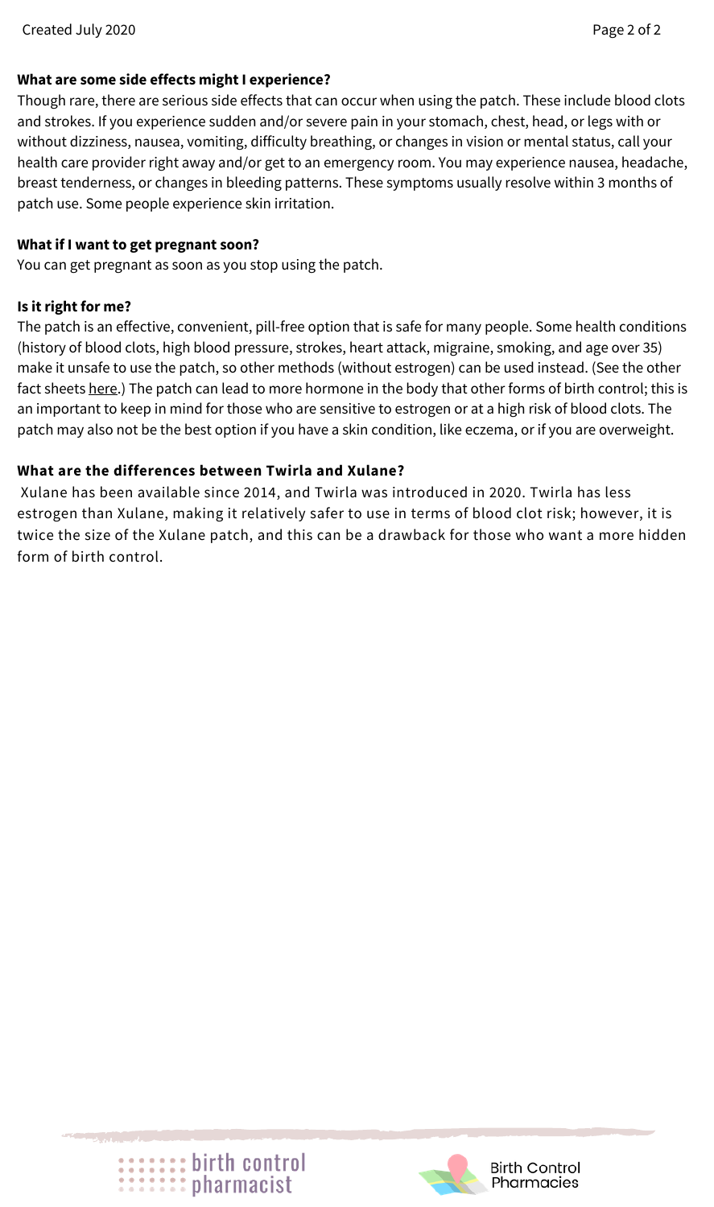**What are some side effects might I experience?**

Though rare, there are serious side effects that can occur when using the patch. These include blood clots and strokes. If you experience sudden and/or severe pain in your stomach, chest, head, or legs with or without dizziness, nausea, vomiting, difficulty breathing, or changes in vision or mental status, call your health care provider right away and/or get to an emergency room. You may experience nausea, headache, breast tenderness, or changes in bleeding patterns. These symptoms usually resolve within 3 months of patch use. Some people experience skin irritation.

**What if I want to get pregnant soon?**

You can get pregnant as soon as you stop using the patch.

**Is it right for me?**

The patch is an effective, convenient, pill-free option that is safe for many people. Some health conditions (history of blood clots, high blood pressure, strokes, heart attack, migraine, smoking, and age over 35) make it unsafe to use the patch, so other methods (without estrogen) can be used instead. (See the other fact sheets here.) The patch can lead to more hormone in the body that other forms of birth control; this is an important to keep in mind for those who are sensitive to estrogen or at a high risk of blood clots. The patch may also not be the best option if you have a skin condition, like eczema, or if you are overweight.

**What are the differences between Twirla and Xulane?**

Xulane has been available since 2014, and Twirla was introduced in 2020. Twirla has less estrogen than Xulane, making it relatively safer to use in terms of blood clot risk; however, it is twice the size of the Xulane patch, and this can be a drawback for those who want a more hidden form of birth control.

birth control pharmacist

Birth Control Pharmacies